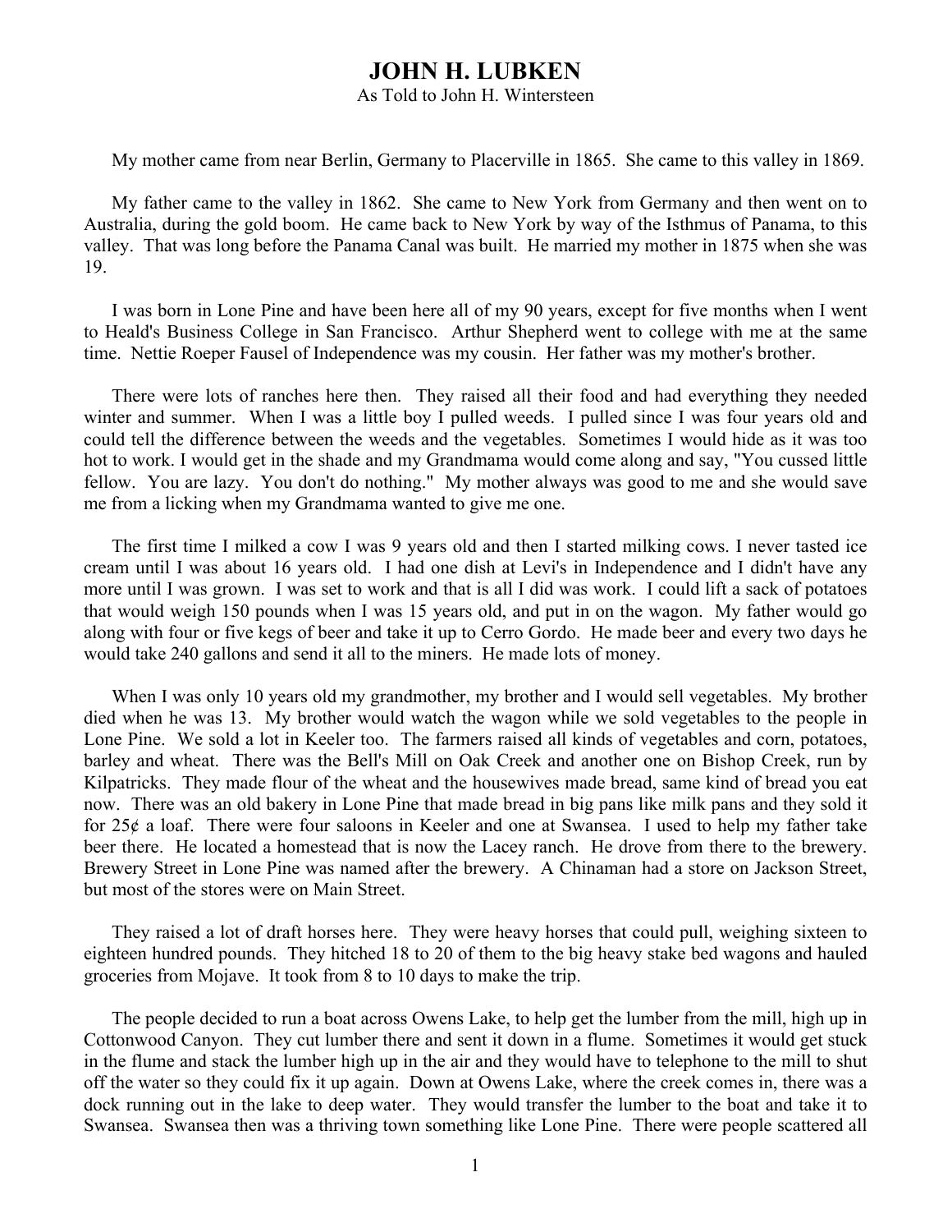# JOHN H. LUBKEN

As Told to John H. Wintersteen

My mother came from near Berlin, Germany to Placerville in 1865. She came to this valley in 1869.

My father came to the valley in 1862. She came to New York from Germany and then went on to Australia, during the gold boom. He came back to New York by way of the Isthmus of Panama, to this valley. That was long before the Panama Canal was built. He married my mother in 1875 when she was 19.

I was born in Lone Pine and have been here all of my 90 years, except for five months when I went to Heald's Business College in San Francisco. Arthur Shepherd went to college with me at the same time. Nettie Roeper Fausel of Independence was my cousin. Her father was my mother's brother.

There were lots of ranches here then. They raised all their food and had everything they needed winter and summer. When I was a little boy I pulled weeds. I pulled since I was four years old and could tell the difference between the weeds and the vegetables. Sometimes I would hide as it was too hot to work. I would get in the shade and my Grandmama would come along and say, "You cussed little fellow. You are lazy. You don't do nothing." My mother always was good to me and she would save me from a licking when my Grandmama wanted to give me one.

The first time I milked a cow I was 9 years old and then I started milking cows. I never tasted ice cream until I was about 16 years old. I had one dish at Levi's in Independence and I didn't have any more until I was grown. I was set to work and that is all I did was work. I could lift a sack of potatoes that would weigh 150 pounds when I was 15 years old, and put in on the wagon. My father would go along with four or five kegs of beer and take it up to Cerro Gordo. He made beer and every two days he would take 240 gallons and send it all to the miners. He made lots of money.

When I was only 10 years old my grandmother, my brother and I would sell vegetables. My brother died when he was 13. My brother would watch the wagon while we sold vegetables to the people in Lone Pine. We sold a lot in Keeler too. The farmers raised all kinds of vegetables and corn, potatoes, barley and wheat. There was the Bell's Mill on Oak Creek and another one on Bishop Creek, run by Kilpatricks. They made flour of the wheat and the housewives made bread, same kind of bread you eat now. There was an old bakery in Lone Pine that made bread in big pans like milk pans and they sold it for 25¢ a loaf. There were four saloons in Keeler and one at Swansea. I used to help my father take beer there. He located a homestead that is now the Lacey ranch. He drove from there to the brewery. Brewery Street in Lone Pine was named after the brewery. A Chinaman had a store on Jackson Street, but most of the stores were on Main Street.

They raised a lot of draft horses here. They were heavy horses that could pull, weighing sixteen to eighteen hundred pounds. They hitched 18 to 20 of them to the big heavy stake bed wagons and hauled groceries from Mojave. It took from 8 to 10 days to make the trip.

The people decided to run a boat across Owens Lake, to help get the lumber from the mill, high up in Cottonwood Canyon. They cut lumber there and sent it down in a flume. Sometimes it would get stuck in the flume and stack the lumber high up in the air and they would have to telephone to the mill to shut off the water so they could fix it up again. Down at Owens Lake, where the creek comes in, there was a dock running out in the lake to deep water. They would transfer the lumber to the boat and take it to Swansea. Swansea then was a thriving town something like Lone Pine. There were people scattered all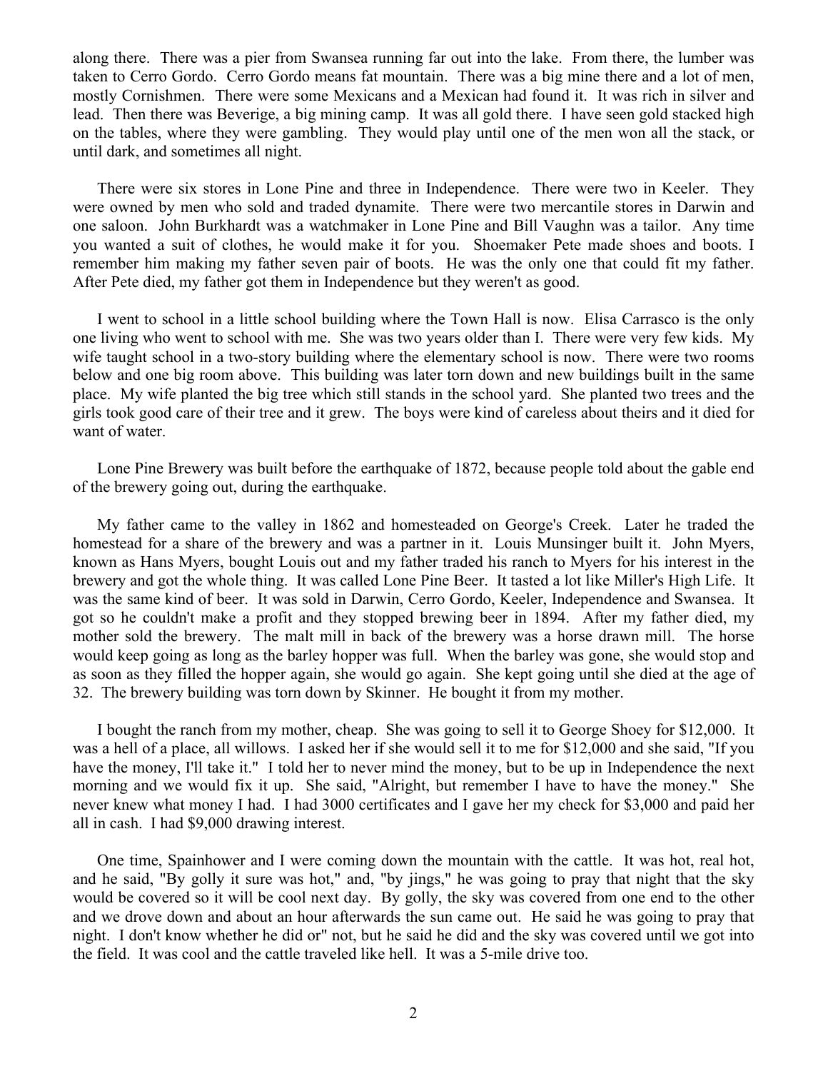along there. There was a pier from Swansea running far out into the lake. From there, the lumber was taken to Cerro Gordo. Cerro Gordo means fat mountain. There was a big mine there and a lot of men, mostly Cornishmen. There were some Mexicans and a Mexican had found it. It was rich in silver and lead. Then there was Beverige, a big mining camp. It was all gold there. I have seen gold stacked high on the tables, where they were gambling. They would play until one of the men won all the stack, or until dark, and sometimes all night.

There were six stores in Lone Pine and three in Independence. There were two in Keeler. They were owned by men who sold and traded dynamite. There were two mercantile stores in Darwin and one saloon. John Burkhardt was a watchmaker in Lone Pine and Bill Vaughn was a tailor. Any time you wanted a suit of clothes, he would make it for you. Shoemaker Pete made shoes and boots. I remember him making my father seven pair of boots. He was the only one that could fit my father. After Pete died, my father got them in Independence but they weren't as good.

I went to school in a little school building where the Town Hall is now. Elisa Carrasco is the only one living who went to school with me. She was two years older than I. There were very few kids. My wife taught school in a two-story building where the elementary school is now. There were two rooms below and one big room above. This building was later torn down and new buildings built in the same place. My wife planted the big tree which still stands in the school yard. She planted two trees and the girls took good care of their tree and it grew. The boys were kind of careless about theirs and it died for want of water.

Lone Pine Brewery was built before the earthquake of 1872, because people told about the gable end of the brewery going out, during the earthquake.

My father came to the valley in 1862 and homesteaded on George's Creek. Later he traded the homestead for a share of the brewery and was a partner in it. Louis Munsinger built it. John Myers, known as Hans Myers, bought Louis out and my father traded his ranch to Myers for his interest in the brewery and got the whole thing. It was called Lone Pine Beer. It tasted a lot like Miller's High Life. It was the same kind of beer. It was sold in Darwin, Cerro Gordo, Keeler, Independence and Swansea. It got so he couldn't make a profit and they stopped brewing beer in 1894. After my father died, my mother sold the brewery. The malt mill in back of the brewery was a horse drawn mill. The horse would keep going as long as the barley hopper was full. When the barley was gone, she would stop and as soon as they filled the hopper again, she would go again. She kept going until she died at the age of 32. The brewery building was torn down by Skinner. He bought it from my mother.

I bought the ranch from my mother, cheap. She was going to sell it to George Shoey for $12,000. It was a hell of a place, all willows. I asked her if she would sell it to me for $12,000 and she said, "If you have the money, I'll take it." I told her to never mind the money, but to be up in Independence the next morning and we would fix it up. She said, "Alright, but remember I have to have the money." She never knew what money I had. I had 3000 certificates and I gave her my check for $3,000 and paid her all in cash. I had $9,000 drawing interest.

One time, Spainhower and I were coming down the mountain with the cattle. It was hot, real hot, and he said, "By golly it sure was hot," and, "by jings," he was going to pray that night that the sky would be covered so it will be cool next day. By golly, the sky was covered from one end to the other and we drove down and about an hour afterwards the sun came out. He said he was going to pray that night. I don't know whether he did or" not, but he said he did and the sky was covered until we got into the field. It was cool and the cattle traveled like hell. It was a 5-mile drive too.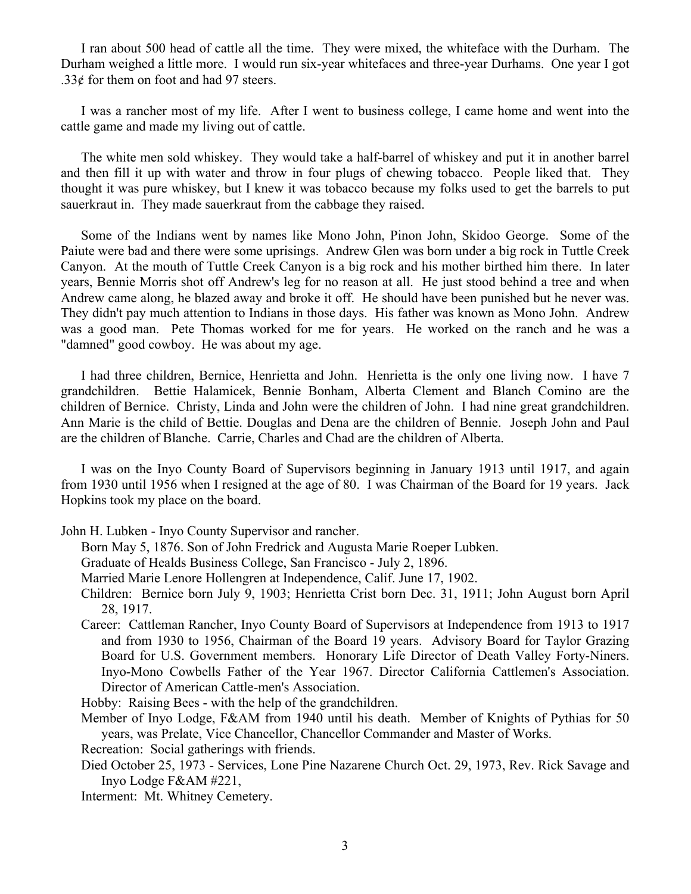I ran about 500 head of cattle all the time. They were mixed, the whiteface with the Durham. The Durham weighed a little more. I would run six-year whitefaces and three-year Durhams. One year I got .33¢ for them on foot and had 97 steers.

I was a rancher most of my life. After I went to business college, I came home and went into the cattle game and made my living out of cattle.

The white men sold whiskey. They would take a half-barrel of whiskey and put it in another barrel and then fill it up with water and throw in four plugs of chewing tobacco. People liked that. They thought it was pure whiskey, but I knew it was tobacco because my folks used to get the barrels to put sauerkraut in. They made sauerkraut from the cabbage they raised.

Some of the Indians went by names like Mono John, Pinon John, Skidoo George. Some of the Paiute were bad and there were some uprisings. Andrew Glen was born under a big rock in Tuttle Creek Canyon. At the mouth of Tuttle Creek Canyon is a big rock and his mother birthed him there. In later years, Bennie Morris shot off Andrew's leg for no reason at all. He just stood behind a tree and when Andrew came along, he blazed away and broke it off. He should have been punished but he never was. They didn't pay much attention to Indians in those days. His father was known as Mono John. Andrew was a good man. Pete Thomas worked for me for years. He worked on the ranch and he was a "damned" good cowboy. He was about my age.

I had three children, Bernice, Henrietta and John. Henrietta is the only one living now. I have 7 grandchildren. Bettie Halamicek, Bennie Bonham, Alberta Clement and Blanch Comino are the children of Bernice. Christy, Linda and John were the children of John. I had nine great grandchildren. Ann Marie is the child of Bettie. Douglas and Dena are the children of Bennie. Joseph John and Paul are the children of Blanche. Carrie, Charles and Chad are the children of Alberta.

I was on the Inyo County Board of Supervisors beginning in January 1913 until 1917, and again from 1930 until 1956 when I resigned at the age of 80. I was Chairman of the Board for 19 years. Jack Hopkins took my place on the board.

John H. Lubken - Inyo County Supervisor and rancher.

- Born May 5, 1876. Son of John Fredrick and Augusta Marie Roeper Lubken.
- Graduate of Healds Business College, San Francisco - July 2, 1896.
- Married Marie Lenore Hollengren at Independence, Calif. June 17, 1902.
- Children: Bernice born July 9, 1903; Henrietta Crist born Dec. 31, 1911; John August born April 28, 1917.
- Career: Cattleman Rancher, Inyo County Board of Supervisors at Independence from 1913 to 1917 and from 1930 to 1956, Chairman of the Board 19 years. Advisory Board for Taylor Grazing Board for U.S. Government members. Honorary Life Director of Death Valley Forty-Niners. Inyo-Mono Cowbells Father of the Year 1967. Director California Cattlemen's Association. Director of American Cattle-men's Association.
- Hobby: Raising Bees - with the help of the grandchildren.
- Member of Inyo Lodge, F&AM from 1940 until his death. Member of Knights of Pythias for 50 years, was Prelate, Vice Chancellor, Chancellor Commander and Master of Works.
- Recreation: Social gatherings with friends.
- Died October 25, 1973 - Services, Lone Pine Nazarene Church Oct. 29, 1973, Rev. Rick Savage and Inyo Lodge F&AM #221,
- Interment: Mt. Whitney Cemetery.